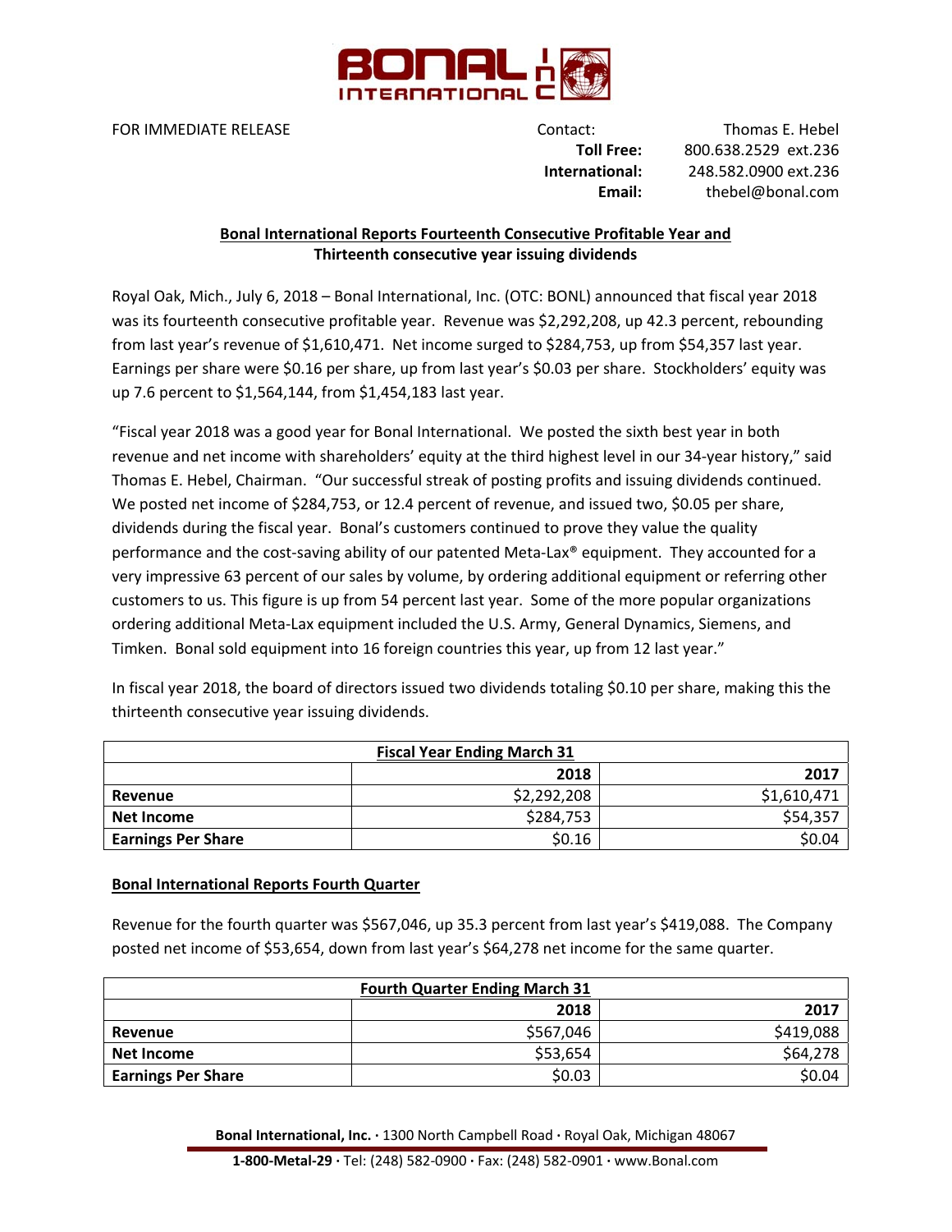FOR IMMEDIATE RELEASE

Contact: Thomas E. Hebel
**Toll Free:** 800.638.2529 ext.236
**International:** 248.582.0900 ext.236
**Email:** thebel@bonal.com

## Bonal International Reports Fourteenth Consecutive Profitable Year and Thirteenth consecutive year issuing dividends

Royal Oak, Mich., July 6, 2018 – Bonal International, Inc. (OTC: BONL) announced that fiscal year 2018 was its fourteenth consecutive profitable year. Revenue was $2,292,208, up 42.3 percent, rebounding from last year's revenue of $1,610,471. Net income surged to $284,753, up from $54,357 last year. Earnings per share were $0.16 per share, up from last year's $0.03 per share. Stockholders' equity was up 7.6 percent to $1,564,144, from $1,454,183 last year.

"Fiscal year 2018 was a good year for Bonal International. We posted the sixth best year in both revenue and net income with shareholders' equity at the third highest level in our 34-year history," said Thomas E. Hebel, Chairman. "Our successful streak of posting profits and issuing dividends continued. We posted net income of $284,753, or 12.4 percent of revenue, and issued two, $0.05 per share, dividends during the fiscal year. Bonal's customers continued to prove they value the quality performance and the cost-saving ability of our patented Meta-Lax® equipment. They accounted for a very impressive 63 percent of our sales by volume, by ordering additional equipment or referring other customers to us. This figure is up from 54 percent last year. Some of the more popular organizations ordering additional Meta-Lax equipment included the U.S. Army, General Dynamics, Siemens, and Timken. Bonal sold equipment into 16 foreign countries this year, up from 12 last year."

In fiscal year 2018, the board of directors issued two dividends totaling $0.10 per share, making this the thirteenth consecutive year issuing dividends.

| Fiscal Year Ending March 31 | | |
|---|---|---|
| | 2018 | 2017 |
| **Revenue** | $2,292,208 | $1,610,471 |
| **Net Income** | $284,753 | $54,357 |
| **Earnings Per Share** | $0.16 | $0.04 |

## Bonal International Reports Fourth Quarter

Revenue for the fourth quarter was $567,046, up 35.3 percent from last year's $419,088. The Company posted net income of $53,654, down from last year's $64,278 net income for the same quarter.

| Fourth Quarter Ending March 31 | | |
|---|---|---|
| | 2018 | 2017 |
| **Revenue** | $567,046 | $419,088 |
| **Net Income** | $53,654 | $64,278 |
| **Earnings Per Share** | $0.03 | $0.04 |

**Bonal International, Inc.** · 1300 North Campbell Road · Royal Oak, Michigan 48067

**1-800-Metal-29** · Tel: (248) 582-0900 · Fax: (248) 582-0901 · www.Bonal.com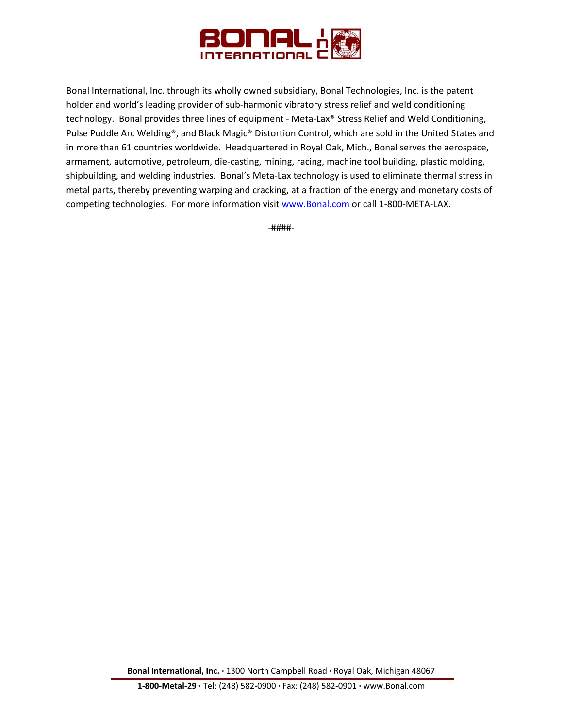Bonal International, Inc. through its wholly owned subsidiary, Bonal Technologies, Inc. is the patent holder and world's leading provider of sub-harmonic vibratory stress relief and weld conditioning technology. Bonal provides three lines of equipment - Meta-Lax® Stress Relief and Weld Conditioning, Pulse Puddle Arc Welding®, and Black Magic® Distortion Control, which are sold in the United States and in more than 61 countries worldwide. Headquartered in Royal Oak, Mich., Bonal serves the aerospace, armament, automotive, petroleum, die-casting, mining, racing, machine tool building, plastic molding, shipbuilding, and welding industries. Bonal's Meta-Lax technology is used to eliminate thermal stress in metal parts, thereby preventing warping and cracking, at a fraction of the energy and monetary costs of competing technologies. For more information visit www.Bonal.com or call 1-800-META-LAX.

-####-